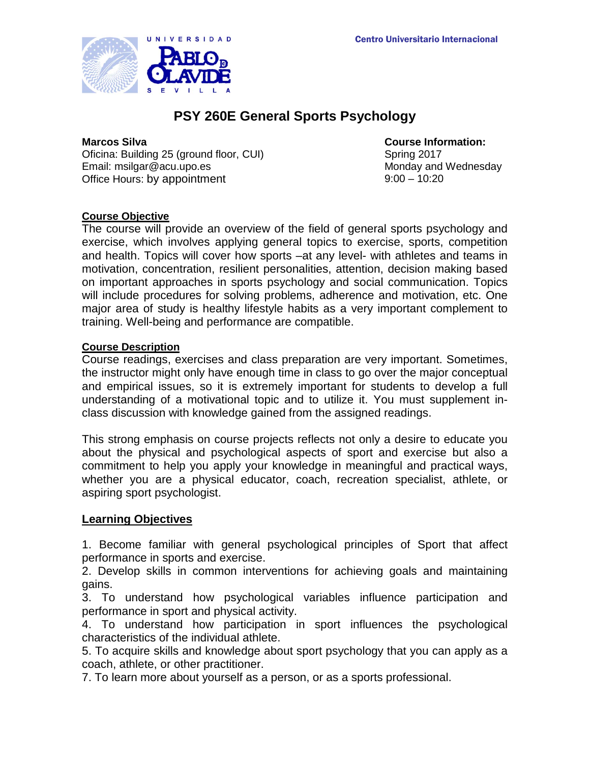Centro Universitario Internacional

# PSY 260E General Sports Psychology

**Marcos Silva**
Oficina: Building 25 (ground floor, CUI)
Email: msilgar@acu.upo.es
Office Hours: by appointment

**Course Information:**
Spring 2017
Monday and Wednesday
9:00 – 10:20

## Course Objective

The course will provide an overview of the field of general sports psychology and exercise, which involves applying general topics to exercise, sports, competition and health. Topics will cover how sports –at any level- with athletes and teams in motivation, concentration, resilient personalities, attention, decision making based on important approaches in sports psychology and social communication. Topics will include procedures for solving problems, adherence and motivation, etc. One major area of study is healthy lifestyle habits as a very important complement to training. Well-being and performance are compatible.

## Course Description

Course readings, exercises and class preparation are very important. Sometimes, the instructor might only have enough time in class to go over the major conceptual and empirical issues, so it is extremely important for students to develop a full understanding of a motivational topic and to utilize it. You must supplement in-class discussion with knowledge gained from the assigned readings.

This strong emphasis on course projects reflects not only a desire to educate you about the physical and psychological aspects of sport and exercise but also a commitment to help you apply your knowledge in meaningful and practical ways, whether you are a physical educator, coach, recreation specialist, athlete, or aspiring sport psychologist.

## Learning Objectives

1. Become familiar with general psychological principles of Sport that affect performance in sports and exercise.
2. Develop skills in common interventions for achieving goals and maintaining gains.
3. To understand how psychological variables influence participation and performance in sport and physical activity.
4. To understand how participation in sport influences the psychological characteristics of the individual athlete.
5. To acquire skills and knowledge about sport psychology that you can apply as a coach, athlete, or other practitioner.
7. To learn more about yourself as a person, or as a sports professional.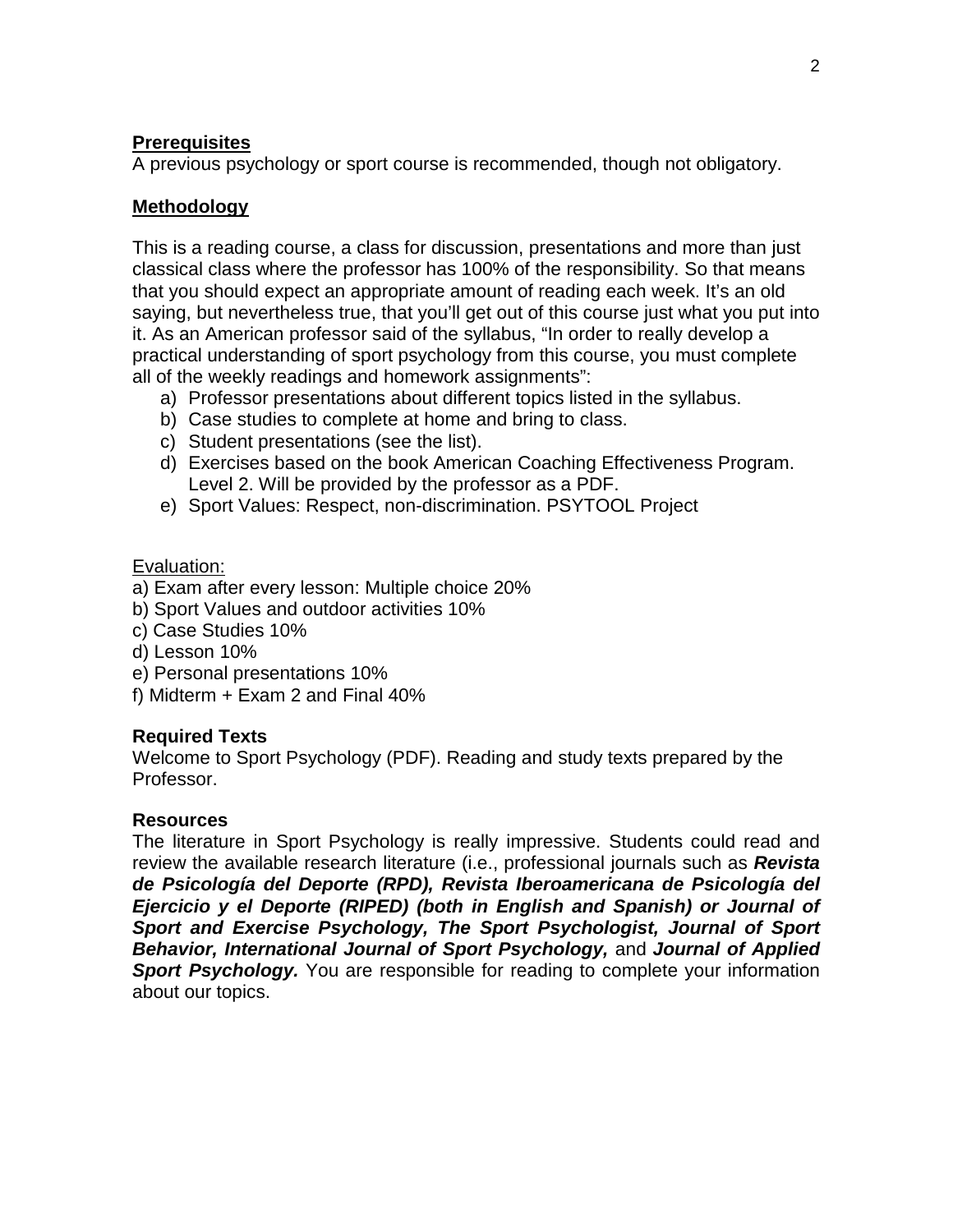## Prerequisites

A previous psychology or sport course is recommended, though not obligatory.

## Methodology

This is a reading course, a class for discussion, presentations and more than just classical class where the professor has 100% of the responsibility. So that means that you should expect an appropriate amount of reading each week. It's an old saying, but nevertheless true, that you'll get out of this course just what you put into it. As an American professor said of the syllabus, "In order to really develop a practical understanding of sport psychology from this course, you must complete all of the weekly readings and homework assignments":

a) Professor presentations about different topics listed in the syllabus.
b) Case studies to complete at home and bring to class.
c) Student presentations (see the list).
d) Exercises based on the book American Coaching Effectiveness Program. Level 2. Will be provided by the professor as a PDF.
e) Sport Values: Respect, non-discrimination. PSYTOOL Project

Evaluation:

a) Exam after every lesson: Multiple choice 20%
b) Sport Values and outdoor activities 10%
c) Case Studies 10%
d) Lesson 10%
e) Personal presentations 10%
f) Midterm + Exam 2 and Final 40%

### Required Texts

Welcome to Sport Psychology (PDF). Reading and study texts prepared by the Professor.

### Resources

The literature in Sport Psychology is really impressive. Students could read and review the available research literature (i.e., professional journals such as ***Revista de Psicología del Deporte (RPD), Revista Iberoamericana de Psicología del Ejercicio y el Deporte (RIPED) (both in English and Spanish) or Journal of Sport and Exercise Psychology, The Sport Psychologist, Journal of Sport Behavior, International Journal of Sport Psychology,*** and ***Journal of Applied Sport Psychology.*** You are responsible for reading to complete your information about our topics.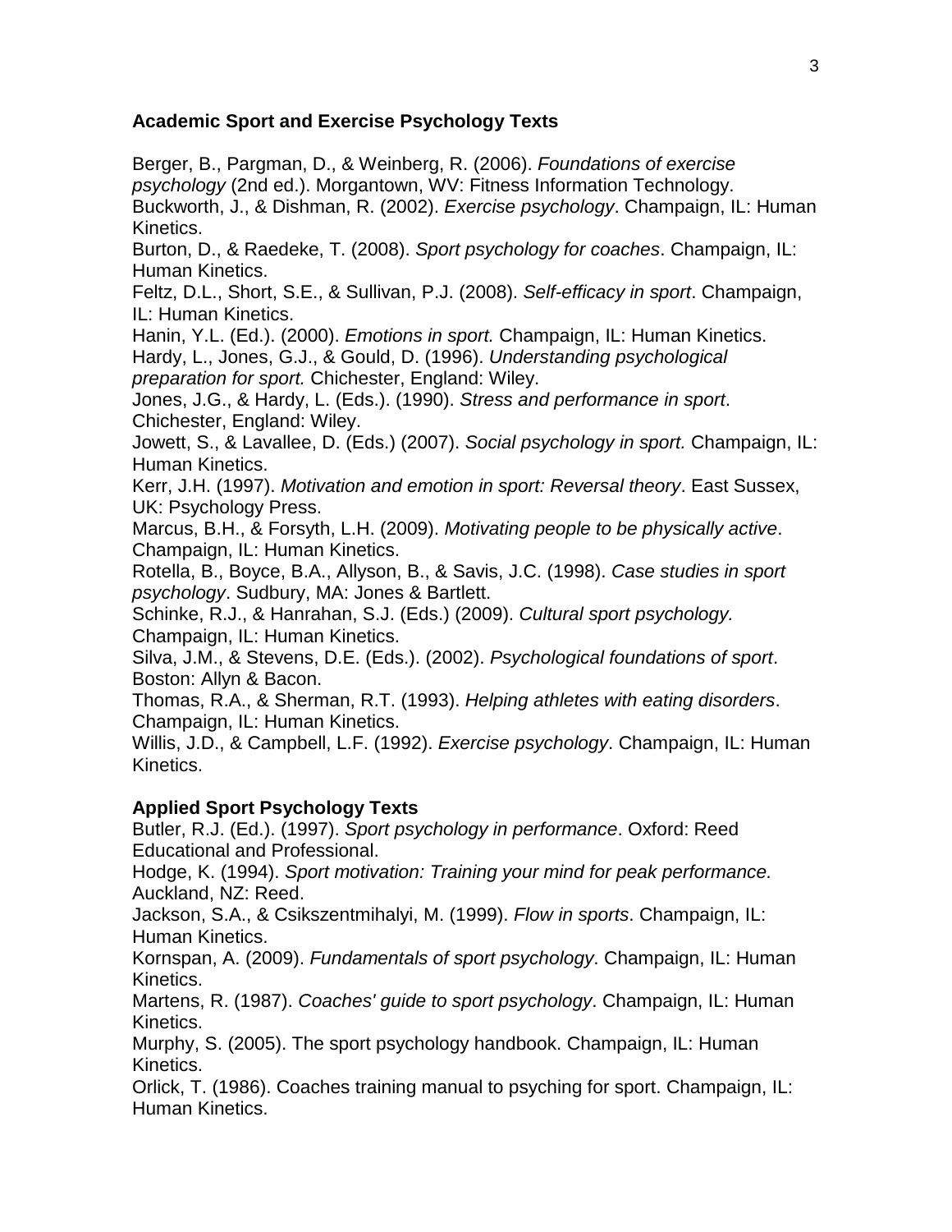### Academic Sport and Exercise Psychology Texts

Berger, B., Pargman, D., & Weinberg, R. (2006). *Foundations of exercise psychology* (2nd ed.). Morgantown, WV: Fitness Information Technology.
Buckworth, J., & Dishman, R. (2002). *Exercise psychology*. Champaign, IL: Human Kinetics.
Burton, D., & Raedeke, T. (2008). *Sport psychology for coaches*. Champaign, IL: Human Kinetics.
Feltz, D.L., Short, S.E., & Sullivan, P.J. (2008). *Self-efficacy in sport*. Champaign, IL: Human Kinetics.
Hanin, Y.L. (Ed.). (2000). *Emotions in sport.* Champaign, IL: Human Kinetics.
Hardy, L., Jones, G.J., & Gould, D. (1996). *Understanding psychological preparation for sport.* Chichester, England: Wiley.
Jones, J.G., & Hardy, L. (Eds.). (1990). *Stress and performance in sport*. Chichester, England: Wiley.
Jowett, S., & Lavallee, D. (Eds.) (2007). *Social psychology in sport.* Champaign, IL: Human Kinetics.
Kerr, J.H. (1997). *Motivation and emotion in sport: Reversal theory*. East Sussex, UK: Psychology Press.
Marcus, B.H., & Forsyth, L.H. (2009). *Motivating people to be physically active*. Champaign, IL: Human Kinetics.
Rotella, B., Boyce, B.A., Allyson, B., & Savis, J.C. (1998). *Case studies in sport psychology*. Sudbury, MA: Jones & Bartlett.
Schinke, R.J., & Hanrahan, S.J. (Eds.) (2009). *Cultural sport psychology.* Champaign, IL: Human Kinetics.
Silva, J.M., & Stevens, D.E. (Eds.). (2002). *Psychological foundations of sport*. Boston: Allyn & Bacon.
Thomas, R.A., & Sherman, R.T. (1993). *Helping athletes with eating disorders*. Champaign, IL: Human Kinetics.
Willis, J.D., & Campbell, L.F. (1992). *Exercise psychology*. Champaign, IL: Human Kinetics.

### Applied Sport Psychology Texts

Butler, R.J. (Ed.). (1997). *Sport psychology in performance*. Oxford: Reed Educational and Professional.
Hodge, K. (1994). *Sport motivation: Training your mind for peak performance.* Auckland, NZ: Reed.
Jackson, S.A., & Csikszentmihalyi, M. (1999). *Flow in sports*. Champaign, IL: Human Kinetics.
Kornspan, A. (2009). *Fundamentals of sport psychology*. Champaign, IL: Human Kinetics.
Martens, R. (1987). *Coaches' guide to sport psychology*. Champaign, IL: Human Kinetics.
Murphy, S. (2005). The sport psychology handbook. Champaign, IL: Human Kinetics.
Orlick, T. (1986). Coaches training manual to psyching for sport. Champaign, IL: Human Kinetics.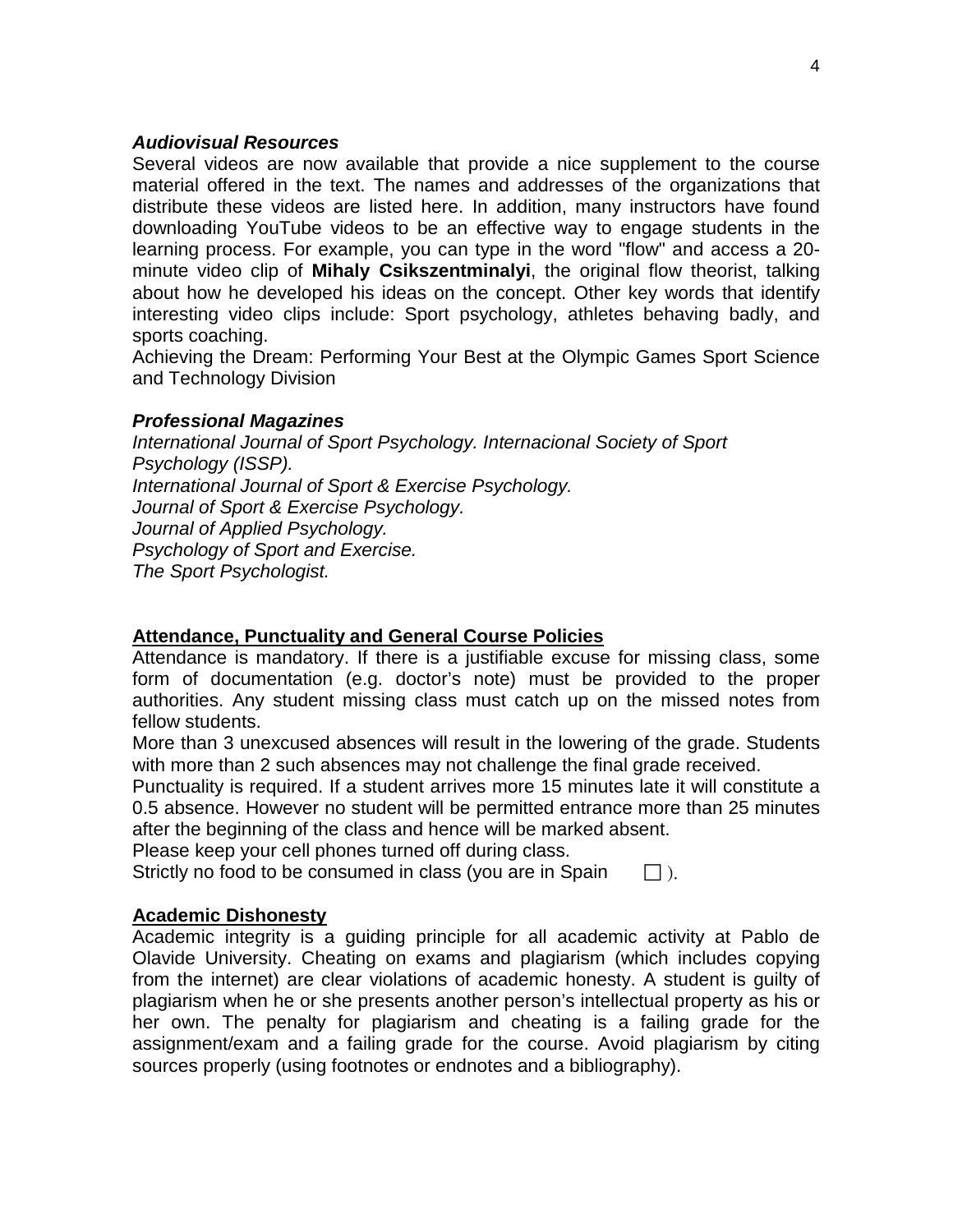### *Audiovisual Resources*

Several videos are now available that provide a nice supplement to the course material offered in the text. The names and addresses of the organizations that distribute these videos are listed here. In addition, many instructors have found downloading YouTube videos to be an effective way to engage students in the learning process. For example, you can type in the word "flow" and access a 20-minute video clip of **Mihaly Csikszentminalyi**, the original flow theorist, talking about how he developed his ideas on the concept. Other key words that identify interesting video clips include: Sport psychology, athletes behaving badly, and sports coaching.

Achieving the Dream: Performing Your Best at the Olympic Games Sport Science and Technology Division

### *Professional Magazines*

*International Journal of Sport Psychology. Internacional Society of Sport Psychology (ISSP).*
*International Journal of Sport & Exercise Psychology.*
*Journal of Sport & Exercise Psychology.*
*Journal of Applied Psychology.*
*Psychology of Sport and Exercise.*
*The Sport Psychologist.*

## Attendance, Punctuality and General Course Policies

Attendance is mandatory. If there is a justifiable excuse for missing class, some form of documentation (e.g. doctor's note) must be provided to the proper authorities. Any student missing class must catch up on the missed notes from fellow students.

More than 3 unexcused absences will result in the lowering of the grade. Students with more than 2 such absences may not challenge the final grade received.

Punctuality is required. If a student arrives more 15 minutes late it will constitute a 0.5 absence. However no student will be permitted entrance more than 25 minutes after the beginning of the class and hence will be marked absent.

Please keep your cell phones turned off during class.

Strictly no food to be consumed in class (you are in Spain ☐ ).

## Academic Dishonesty

Academic integrity is a guiding principle for all academic activity at Pablo de Olavide University. Cheating on exams and plagiarism (which includes copying from the internet) are clear violations of academic honesty. A student is guilty of plagiarism when he or she presents another person's intellectual property as his or her own. The penalty for plagiarism and cheating is a failing grade for the assignment/exam and a failing grade for the course. Avoid plagiarism by citing sources properly (using footnotes or endnotes and a bibliography).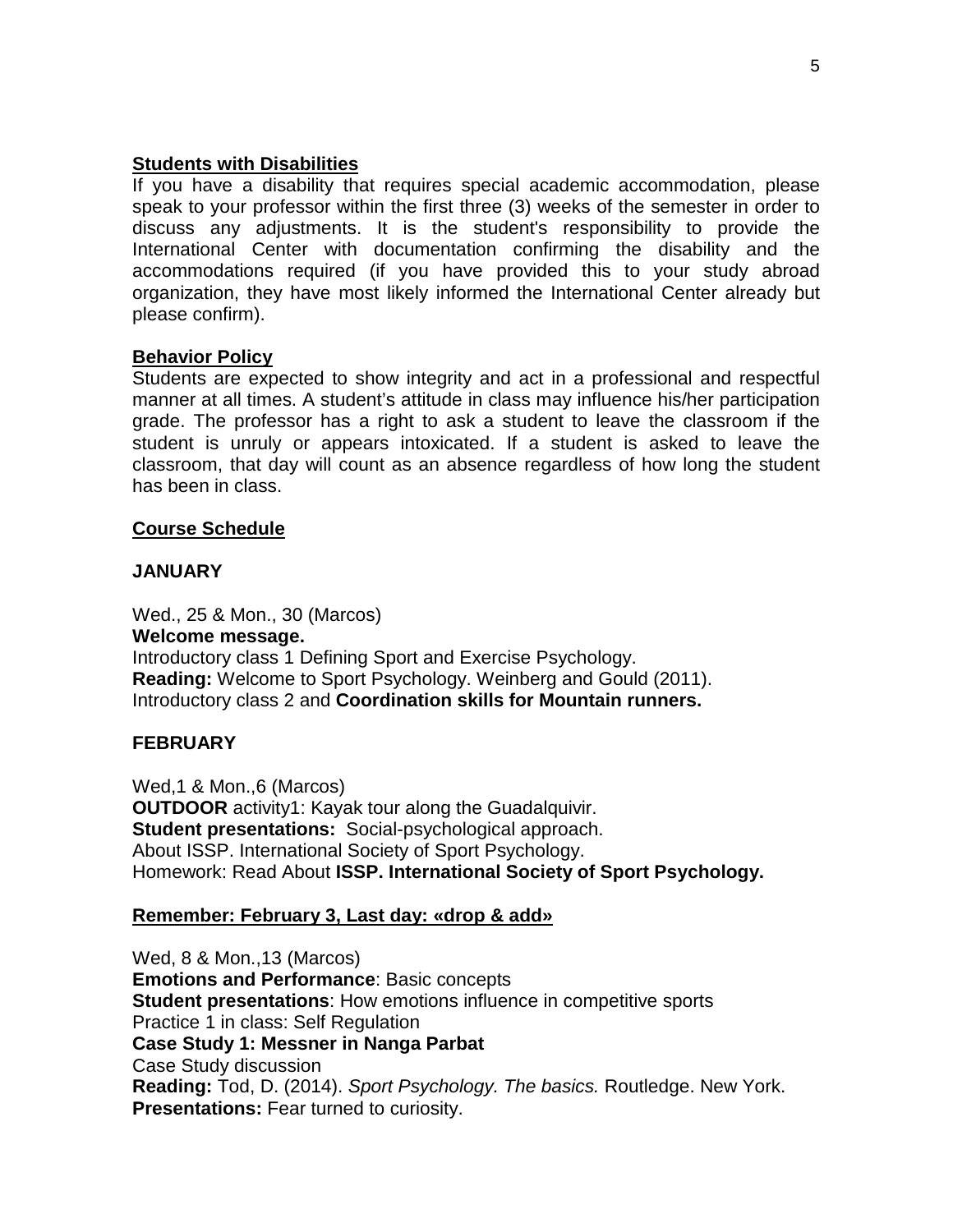**Students with Disabilities**

If you have a disability that requires special academic accommodation, please speak to your professor within the first three (3) weeks of the semester in order to discuss any adjustments. It is the student's responsibility to provide the International Center with documentation confirming the disability and the accommodations required (if you have provided this to your study abroad organization, they have most likely informed the International Center already but please confirm).

**Behavior Policy**

Students are expected to show integrity and act in a professional and respectful manner at all times. A student's attitude in class may influence his/her participation grade. The professor has a right to ask a student to leave the classroom if the student is unruly or appears intoxicated. If a student is asked to leave the classroom, that day will count as an absence regardless of how long the student has been in class.

**Course Schedule**

**JANUARY**

Wed., 25 & Mon., 30 (Marcos)
**Welcome message.**
Introductory class 1 Defining Sport and Exercise Psychology.
**Reading:** Welcome to Sport Psychology. Weinberg and Gould (2011).
Introductory class 2 and **Coordination skills for Mountain runners.**

**FEBRUARY**

Wed,1 & Mon.,6 (Marcos)
**OUTDOOR** activity1: Kayak tour along the Guadalquivir.
**Student presentations:** Social-psychological approach.
About ISSP. International Society of Sport Psychology.
Homework: Read About **ISSP. International Society of Sport Psychology.**

**Remember: February 3, Last day: «drop & add»**

Wed, 8 & Mon.,13 (Marcos)
**Emotions and Performance**: Basic concepts
**Student presentations**: How emotions influence in competitive sports
Practice 1 in class: Self Regulation
**Case Study 1: Messner in Nanga Parbat**
Case Study discussion
**Reading:** Tod, D. (2014). *Sport Psychology. The basics.* Routledge. New York.
**Presentations:** Fear turned to curiosity.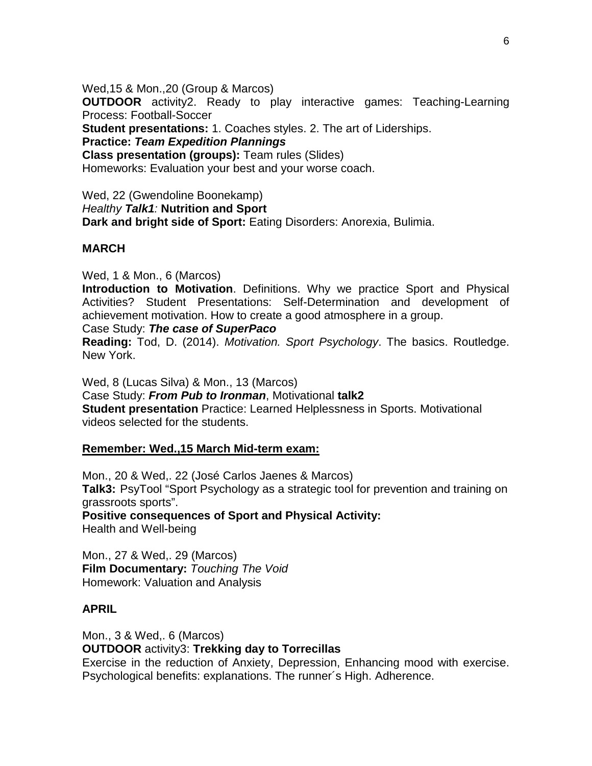Wed,15 & Mon.,20 (Group & Marcos)
**OUTDOOR** activity2. Ready to play interactive games: Teaching-Learning Process: Football-Soccer
**Student presentations:** 1. Coaches styles. 2. The art of Liderships.
**Practice:** ***Team Expedition Plannings***
**Class presentation (groups):** Team rules (Slides)
Homeworks: Evaluation your best and your worse coach.

Wed, 22 (Gwendoline Boonekamp)
*Healthy **Talk1**:* **Nutrition and Sport**
**Dark and bright side of Sport:** Eating Disorders: Anorexia, Bulimia.

**MARCH**

Wed, 1 & Mon., 6 (Marcos)
**Introduction to Motivation**. Definitions. Why we practice Sport and Physical Activities? Student Presentations: Self-Determination and development of achievement motivation. How to create a good atmosphere in a group.
Case Study: ***The case of SuperPaco***
**Reading:** Tod, D. (2014). *Motivation. Sport Psychology*. The basics. Routledge. New York.

Wed, 8 (Lucas Silva) & Mon., 13 (Marcos)
Case Study: ***From Pub to Ironman***, Motivational **talk2**
**Student presentation** Practice: Learned Helplessness in Sports. Motivational videos selected for the students.

**<u>Remember: Wed.,15 March Mid-term exam:</u>**

Mon., 20 & Wed,. 22 (José Carlos Jaenes & Marcos)
**Talk3:** PsyTool "Sport Psychology as a strategic tool for prevention and training on grassroots sports".
**Positive consequences of Sport and Physical Activity:**
Health and Well-being

Mon., 27 & Wed,. 29 (Marcos)
**Film Documentary:** *Touching The Void*
Homework: Valuation and Analysis

**APRIL**

Mon., 3 & Wed,. 6 (Marcos)
**OUTDOOR** activity3: **Trekking day to Torrecillas**
Exercise in the reduction of Anxiety, Depression, Enhancing mood with exercise. Psychological benefits: explanations. The runner´s High. Adherence.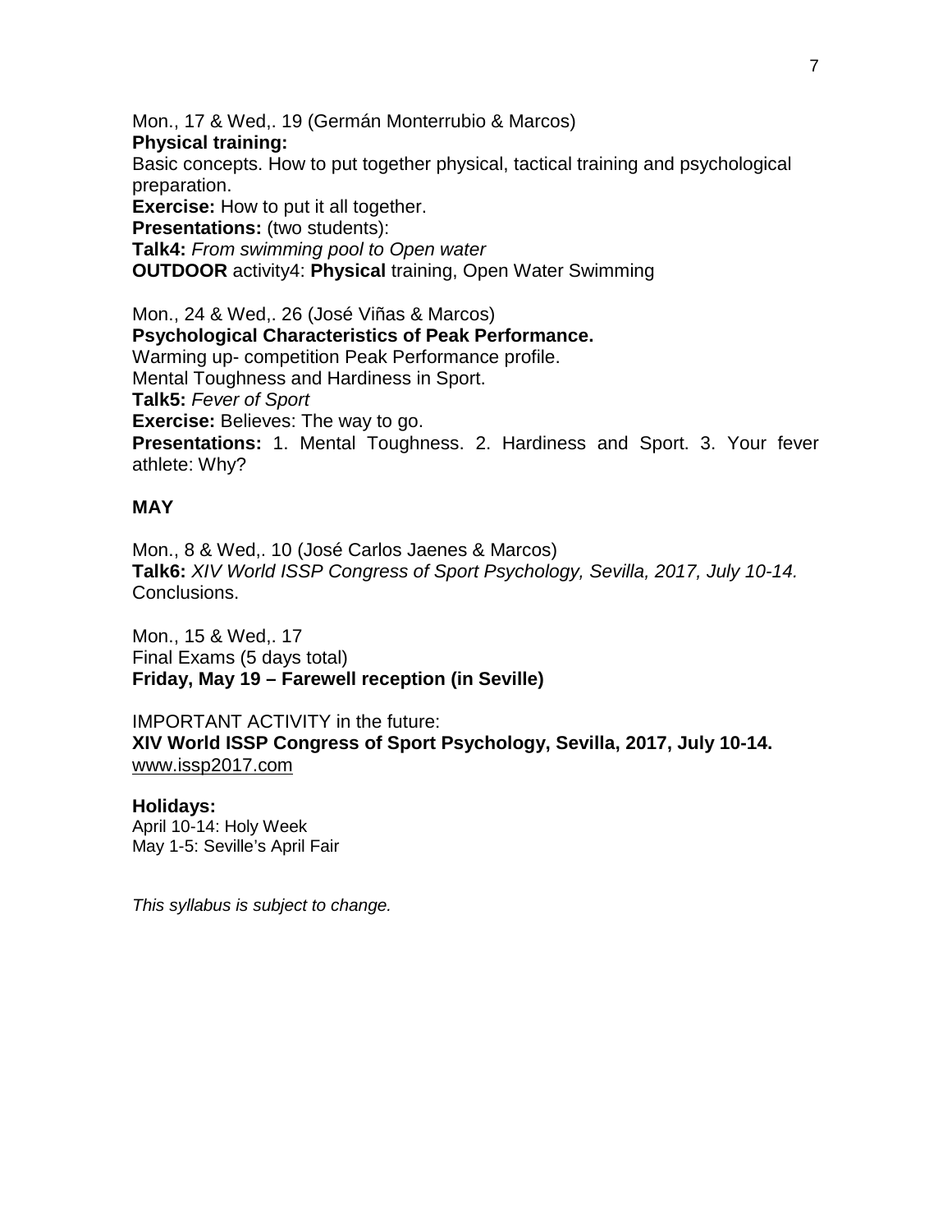Mon., 17 & Wed,. 19 (Germán Monterrubio & Marcos)
**Physical training:**
Basic concepts. How to put together physical, tactical training and psychological preparation.
**Exercise:** How to put it all together.
**Presentations:** (two students):
**Talk4:** *From swimming pool to Open water*
**OUTDOOR** activity4: **Physical** training, Open Water Swimming

Mon., 24 & Wed,. 26 (José Viñas & Marcos)
**Psychological Characteristics of Peak Performance.**
Warming up- competition Peak Performance profile.
Mental Toughness and Hardiness in Sport.
**Talk5:** *Fever of Sport*
**Exercise:** Believes: The way to go.
**Presentations:** 1. Mental Toughness. 2. Hardiness and Sport. 3. Your fever athlete: Why?

## MAY

Mon., 8 & Wed,. 10 (José Carlos Jaenes & Marcos)
**Talk6:** *XIV World ISSP Congress of Sport Psychology, Sevilla, 2017, July 10-14.*
Conclusions.

Mon., 15 & Wed,. 17
Final Exams (5 days total)
**Friday, May 19 – Farewell reception (in Seville)**

IMPORTANT ACTIVITY in the future:
**XIV World ISSP Congress of Sport Psychology, Sevilla, 2017, July 10-14.**
www.issp2017.com

**Holidays:**
April 10-14: Holy Week
May 1-5: Seville's April Fair

*This syllabus is subject to change.*